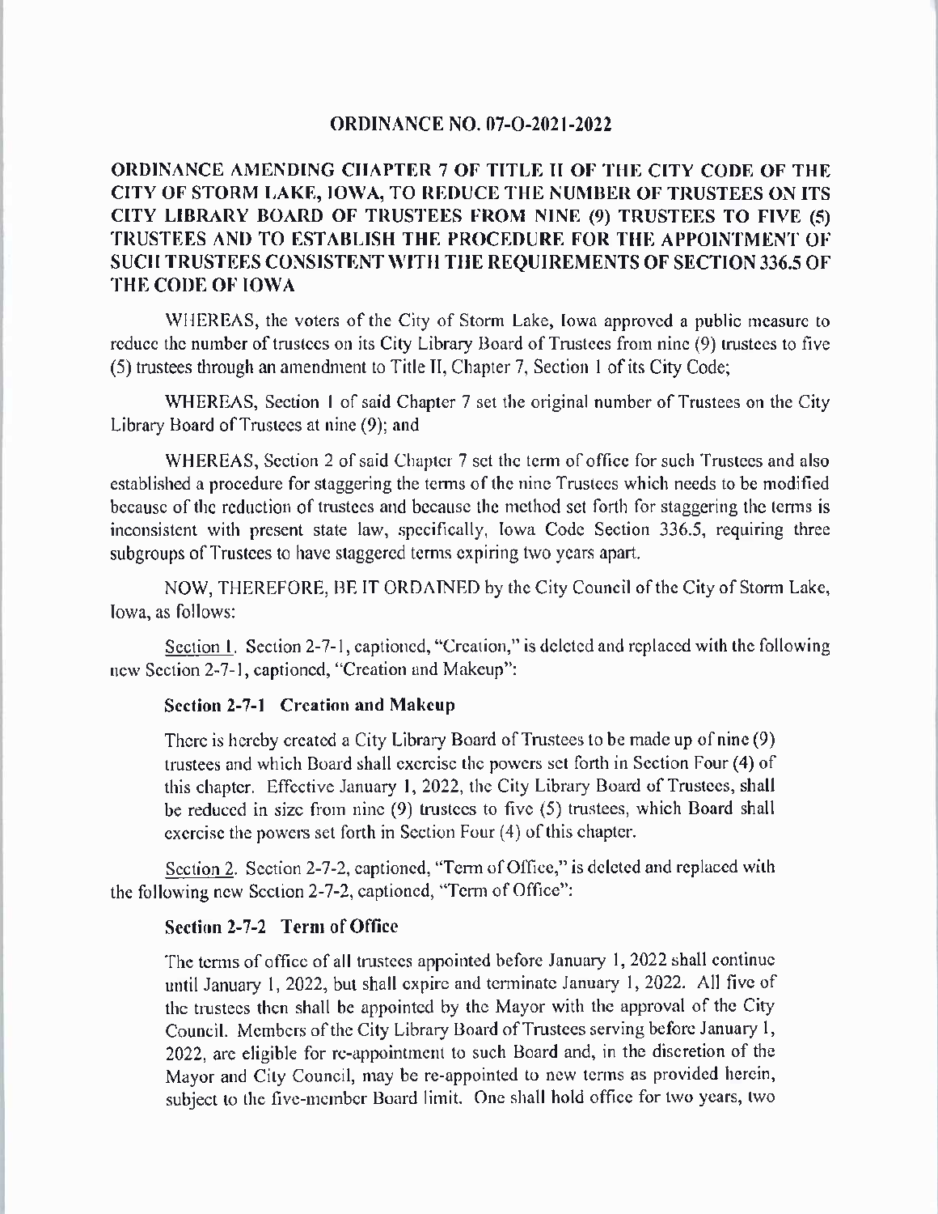# ORDINANCE NO. 07-O-2021-2022

## ORDINANCE AMENDING CHAPTER 7 OF TITLE II OF THE CITY CODE OF THE CITY OF STORM LAKE, IOWA, TO REDUCE THE NUMBER OF TRUSTEES ON ITS CITY LIBRARY BOARD OF TRUSTEES FROM NINE (9) TRUSTEES TO FIVE (5) TRUSTEES AND TO ESTABLISH THE PROCEDURE FOR THE APPOINTMENT OF SUCH TRUSTEES CONSISTENT WITH THE REQUIREMENTS OF SECTION 336.5 OF THE CODE OF IOWA

WHEREAS, the voters of the City of Storm Lake, Iowa approved a public measure to reduce the number of trustees on its City Library Board of Trustees from nine (9) trustees to five (5) trustees through an amendment to Title II, Chapter 7, Section 1 of its City Code;

WHEREAS, Section 1 of said Chapter 7 set the original number of Trustees on the City Library Board of Trustees at nine (9); and

WHEREAS, Section 2 of said Chapter 7 set the term of office for such Trustees and also established a procedure for staggering the terms of the nine Trustees which needs to be modified because of the reduction of trustees and because the method set forth for staggering the terms is inconsistent with present state law, specifically, Iowa Code Section 336.5, requiring three subgroups of Trustees to have staggered terms expiring two years apart.

NOW, THEREFORE, BE IT ORDAINED by the City Council of the City of Storm Lake, Iowa, as follows:

Section 1. Section 2-7-1, captioned, "Creation," is deleted and replaced with the following new Section 2-7-1, captioned, "Creation and Makeup":

**Section 2-7-1 Creation and Makeup**

There is hereby created a City Library Board of Trustees to be made up of nine (9) trustees and which Board shall exercise the powers set forth in Section Four (4) of this chapter. Effective January 1, 2022, the City Library Board of Trustees, shall be reduced in size from nine (9) trustees to five (5) trustees, which Board shall exercise the powers set forth in Section Four (4) of this chapter.

Section 2. Section 2-7-2, captioned, "Term of Office," is deleted and replaced with the following new Section 2-7-2, captioned, "Term of Office":

**Section 2-7-2 Term of Office**

The terms of office of all trustees appointed before January 1, 2022 shall continue until January 1, 2022, but shall expire and terminate January 1, 2022. All five of the trustees then shall be appointed by the Mayor with the approval of the City Council. Members of the City Library Board of Trustees serving before January 1, 2022, are eligible for re-appointment to such Board and, in the discretion of the Mayor and City Council, may be re-appointed to new terms as provided herein, subject to the five-member Board limit. One shall hold office for two years, two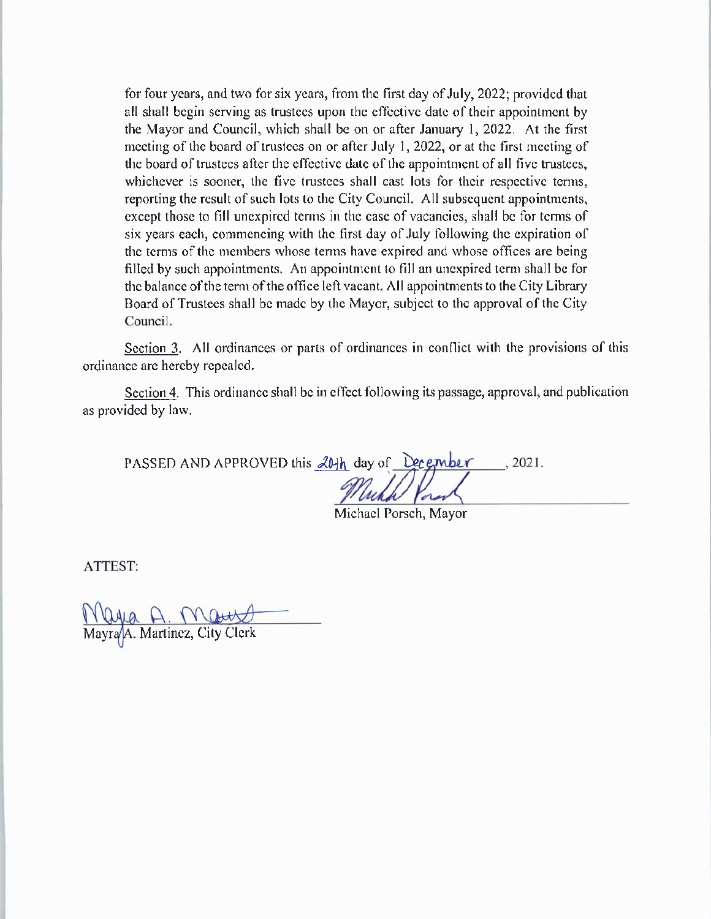for four years, and two for six years, from the first day of July, 2022; provided that all shall begin serving as trustees upon the effective date of their appointment by the Mayor and Council, which shall be on or after January 1, 2022. At the first meeting of the board of trustees on or after July 1, 2022, or at the first meeting of the board of trustees after the effective date of the appointment of all five trustees, whichever is sooner, the five trustees shall cast lots for their respective terms, reporting the result of such lots to the City Council. All subsequent appointments, except those to fill unexpired terms in the case of vacancies, shall be for terms of six years each, commencing with the first day of July following the expiration of the terms of the members whose terms have expired and whose offices are being filled by such appointments. An appointment to fill an unexpired term shall be for the balance of the term of the office left vacant. All appointments to the City Library Board of Trustees shall be made by the Mayor, subject to the approval of the City Council.

Section 3. All ordinances or parts of ordinances in conflict with the provisions of this ordinance are hereby repealed.

Section 4. This ordinance shall be in effect following its passage, approval, and publication as provided by law.

PASSED AND APPROVED this 20th day of December, 2021.

Michael Porsch, Mayor

ATTEST:

Mayra A. Martinez, City Clerk